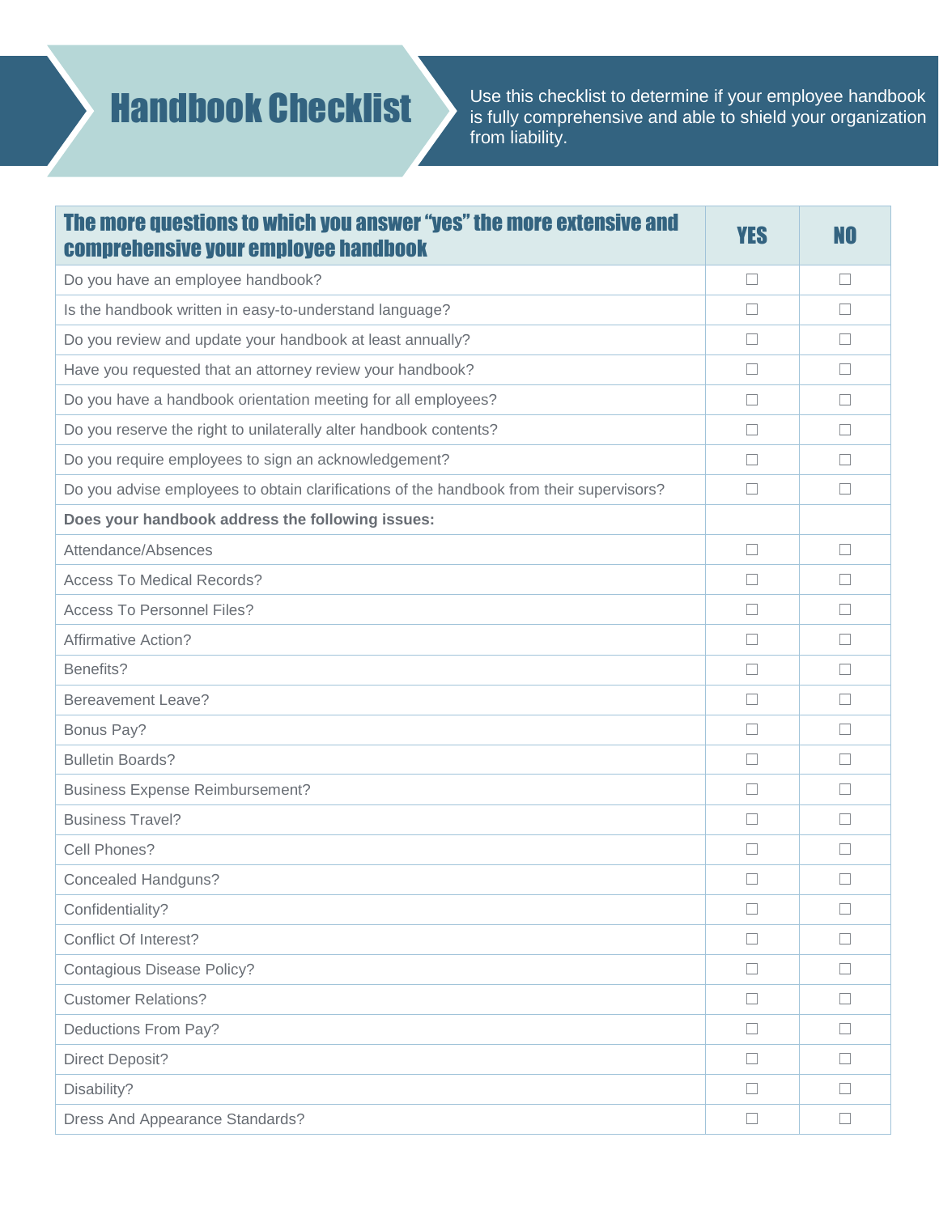# Handbook Checklist

Use this checklist to determine if your employee handbook is fully comprehensive and able to shield your organization from liability.

| The more questions to which you answer "yes" the more extensive and comprehensive your employee handbook | YES | NO |
|---|---|---|
| Do you have an employee handbook? | ☐ | ☐ |
| Is the handbook written in easy-to-understand language? | ☐ | ☐ |
| Do you review and update your handbook at least annually? | ☐ | ☐ |
| Have you requested that an attorney review your handbook? | ☐ | ☐ |
| Do you have a handbook orientation meeting for all employees? | ☐ | ☐ |
| Do you reserve the right to unilaterally alter handbook contents? | ☐ | ☐ |
| Do you require employees to sign an acknowledgement? | ☐ | ☐ |
| Do you advise employees to obtain clarifications of the handbook from their supervisors? | ☐ | ☐ |
| **Does your handbook address the following issues:** | | |
| Attendance/Absences | ☐ | ☐ |
| Access To Medical Records? | ☐ | ☐ |
| Access To Personnel Files? | ☐ | ☐ |
| Affirmative Action? | ☐ | ☐ |
| Benefits? | ☐ | ☐ |
| Bereavement Leave? | ☐ | ☐ |
| Bonus Pay? | ☐ | ☐ |
| Bulletin Boards? | ☐ | ☐ |
| Business Expense Reimbursement? | ☐ | ☐ |
| Business Travel? | ☐ | ☐ |
| Cell Phones? | ☐ | ☐ |
| Concealed Handguns? | ☐ | ☐ |
| Confidentiality? | ☐ | ☐ |
| Conflict Of Interest? | ☐ | ☐ |
| Contagious Disease Policy? | ☐ | ☐ |
| Customer Relations? | ☐ | ☐ |
| Deductions From Pay? | ☐ | ☐ |
| Direct Deposit? | ☐ | ☐ |
| Disability? | ☐ | ☐ |
| Dress And Appearance Standards? | ☐ | ☐ |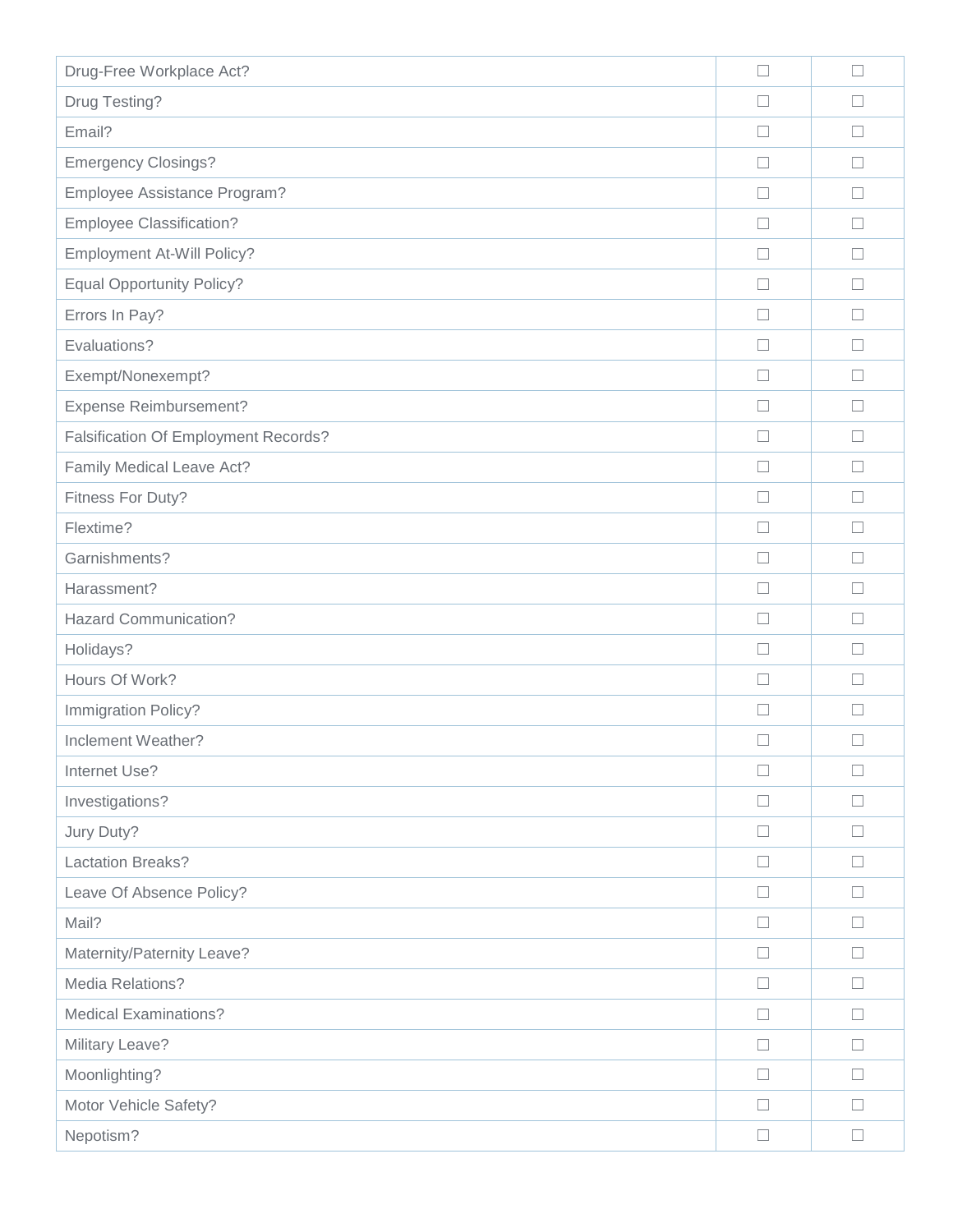| | | |
|---|---|---|
| Drug-Free Workplace Act? | ☐ | ☐ |
| Drug Testing? | ☐ | ☐ |
| Email? | ☐ | ☐ |
| Emergency Closings? | ☐ | ☐ |
| Employee Assistance Program? | ☐ | ☐ |
| Employee Classification? | ☐ | ☐ |
| Employment At-Will Policy? | ☐ | ☐ |
| Equal Opportunity Policy? | ☐ | ☐ |
| Errors In Pay? | ☐ | ☐ |
| Evaluations? | ☐ | ☐ |
| Exempt/Nonexempt? | ☐ | ☐ |
| Expense Reimbursement? | ☐ | ☐ |
| Falsification Of Employment Records? | ☐ | ☐ |
| Family Medical Leave Act? | ☐ | ☐ |
| Fitness For Duty? | ☐ | ☐ |
| Flextime? | ☐ | ☐ |
| Garnishments? | ☐ | ☐ |
| Harassment? | ☐ | ☐ |
| Hazard Communication? | ☐ | ☐ |
| Holidays? | ☐ | ☐ |
| Hours Of Work? | ☐ | ☐ |
| Immigration Policy? | ☐ | ☐ |
| Inclement Weather? | ☐ | ☐ |
| Internet Use? | ☐ | ☐ |
| Investigations? | ☐ | ☐ |
| Jury Duty? | ☐ | ☐ |
| Lactation Breaks? | ☐ | ☐ |
| Leave Of Absence Policy? | ☐ | ☐ |
| Mail? | ☐ | ☐ |
| Maternity/Paternity Leave? | ☐ | ☐ |
| Media Relations? | ☐ | ☐ |
| Medical Examinations? | ☐ | ☐ |
| Military Leave? | ☐ | ☐ |
| Moonlighting? | ☐ | ☐ |
| Motor Vehicle Safety? | ☐ | ☐ |
| Nepotism? | ☐ | ☐ |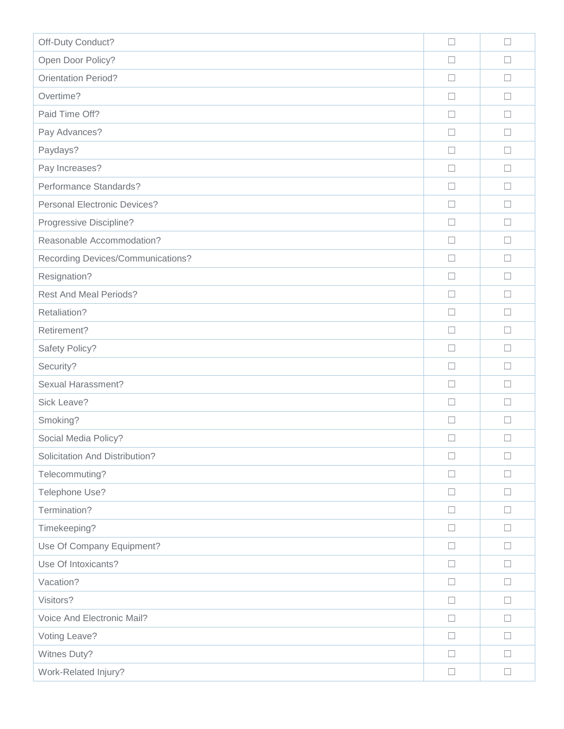| | | |
|---|---|---|
| Off-Duty Conduct? | ☐ | ☐ |
| Open Door Policy? | ☐ | ☐ |
| Orientation Period? | ☐ | ☐ |
| Overtime? | ☐ | ☐ |
| Paid Time Off? | ☐ | ☐ |
| Pay Advances? | ☐ | ☐ |
| Paydays? | ☐ | ☐ |
| Pay Increases? | ☐ | ☐ |
| Performance Standards? | ☐ | ☐ |
| Personal Electronic Devices? | ☐ | ☐ |
| Progressive Discipline? | ☐ | ☐ |
| Reasonable Accommodation? | ☐ | ☐ |
| Recording Devices/Communications? | ☐ | ☐ |
| Resignation? | ☐ | ☐ |
| Rest And Meal Periods? | ☐ | ☐ |
| Retaliation? | ☐ | ☐ |
| Retirement? | ☐ | ☐ |
| Safety Policy? | ☐ | ☐ |
| Security? | ☐ | ☐ |
| Sexual Harassment? | ☐ | ☐ |
| Sick Leave? | ☐ | ☐ |
| Smoking? | ☐ | ☐ |
| Social Media Policy? | ☐ | ☐ |
| Solicitation And Distribution? | ☐ | ☐ |
| Telecommuting? | ☐ | ☐ |
| Telephone Use? | ☐ | ☐ |
| Termination? | ☐ | ☐ |
| Timekeeping? | ☐ | ☐ |
| Use Of Company Equipment? | ☐ | ☐ |
| Use Of Intoxicants? | ☐ | ☐ |
| Vacation? | ☐ | ☐ |
| Visitors? | ☐ | ☐ |
| Voice And Electronic Mail? | ☐ | ☐ |
| Voting Leave? | ☐ | ☐ |
| Witnes Duty? | ☐ | ☐ |
| Work-Related Injury? | ☐ | ☐ |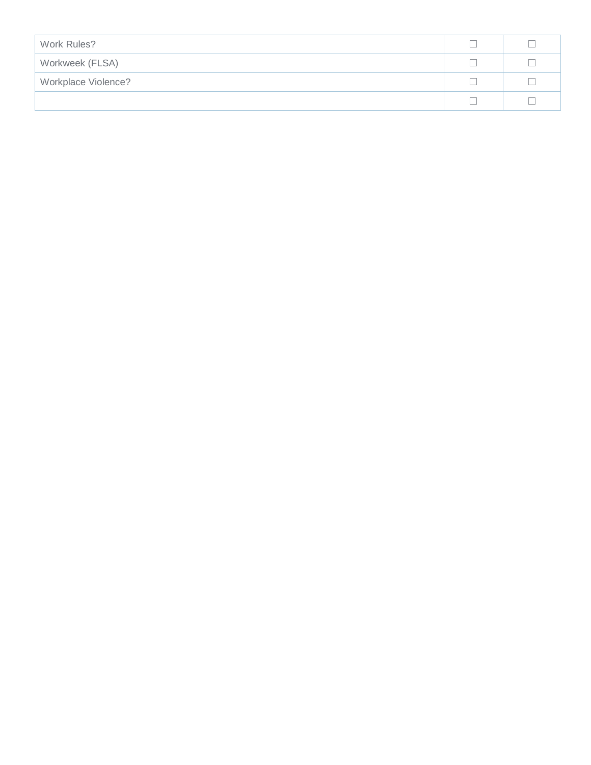| | | |
|---|---|---|
| Work Rules? | ☐ | ☐ |
| Workweek (FLSA) | ☐ | ☐ |
| Workplace Violence? | ☐ | ☐ |
| | ☐ | ☐ |